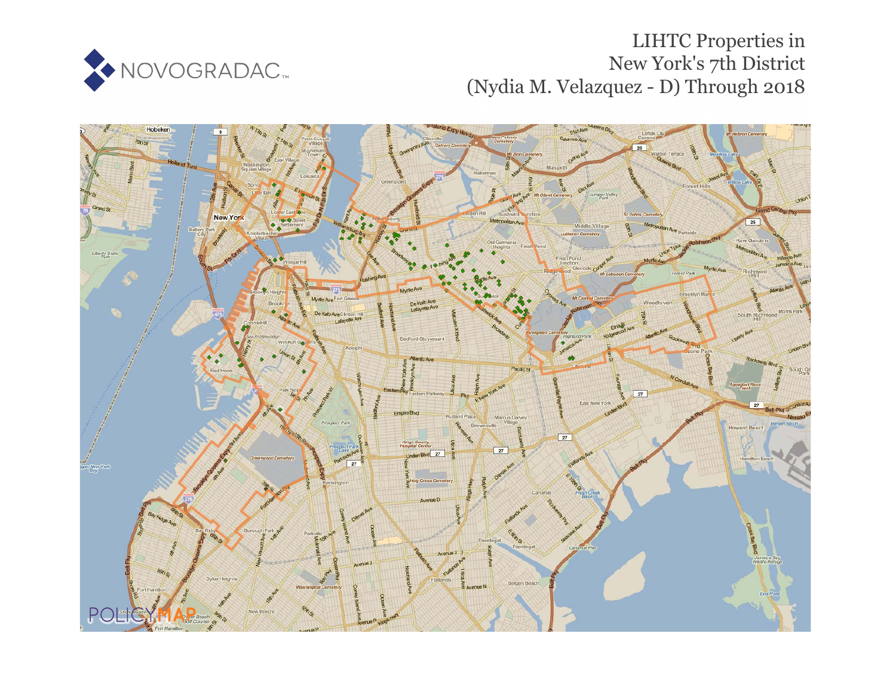NOVOGRADAC

# LIHTC Properties in New York's 7th District (Nydia M. Velazquez - D) Through 2018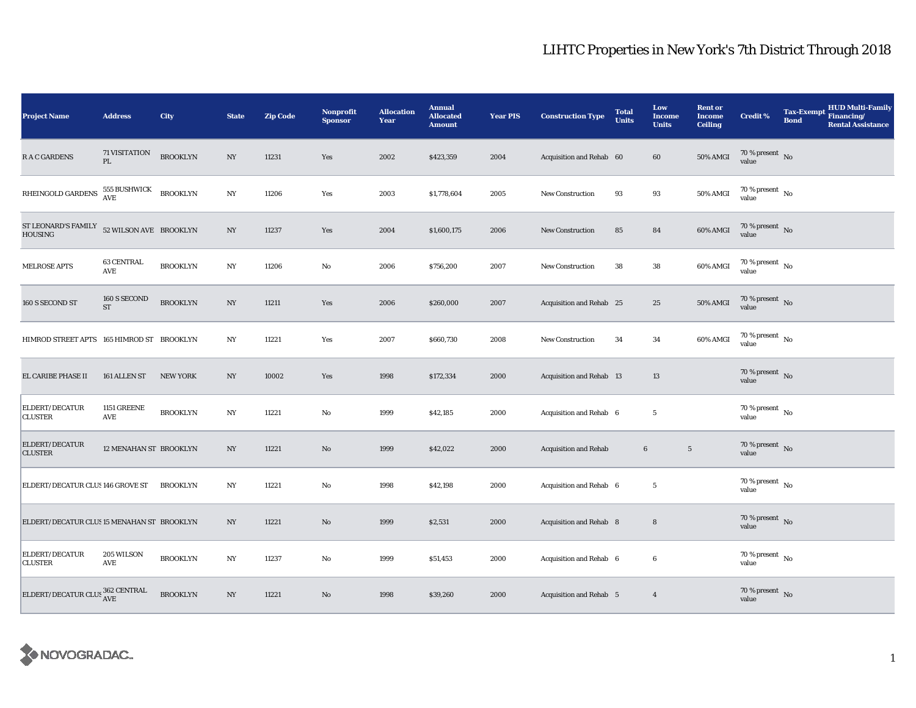# LIHTC Properties in New York's 7th District Through 2018

| Project Name | Address | City | State | Zip Code | Nonprofit Sponsor | Allocation Year | Annual Allocated Amount | Year PIS | Construction Type | Total Units | Low Income Units | Rent or Income Ceiling | Credit % | Tax-Exempt Bond | HUD Multi-Family Financing/ Rental Assistance |
|---|---|---|---|---|---|---|---|---|---|---|---|---|---|---|---|
| R A C GARDENS | 71 VISITATION PL | BROOKLYN | NY | 11231 | Yes | 2002 | $423,359 | 2004 | Acquisition and Rehab | 60 | 60 | 50% AMGI | 70 % present value | No | |
| RHEINGOLD GARDENS | 555 BUSHWICK AVE | BROOKLYN | NY | 11206 | Yes | 2003 | $1,778,604 | 2005 | New Construction | 93 | 93 | 50% AMGI | 70 % present value | No | |
| ST LEONARD'S FAMILY HOUSING | 52 WILSON AVE | BROOKLYN | NY | 11237 | Yes | 2004 | $1,600,175 | 2006 | New Construction | 85 | 84 | 60% AMGI | 70 % present value | No | |
| MELROSE APTS | 63 CENTRAL AVE | BROOKLYN | NY | 11206 | No | 2006 | $756,200 | 2007 | New Construction | 38 | 38 | 60% AMGI | 70 % present value | No | |
| 160 S SECOND ST | 160 S SECOND ST | BROOKLYN | NY | 11211 | Yes | 2006 | $260,000 | 2007 | Acquisition and Rehab | 25 | 25 | 50% AMGI | 70 % present value | No | |
| HIMROD STREET APTS | 165 HIMROD ST | BROOKLYN | NY | 11221 | Yes | 2007 | $660,730 | 2008 | New Construction | 34 | 34 | 60% AMGI | 70 % present value | No | |
| EL CARIBE PHASE II | 161 ALLEN ST | NEW YORK | NY | 10002 | Yes | 1998 | $172,334 | 2000 | Acquisition and Rehab | 13 | 13 | | 70 % present value | No | |
| ELDERT/DECATUR CLUSTER | 1151 GREENE AVE | BROOKLYN | NY | 11221 | No | 1999 | $42,185 | 2000 | Acquisition and Rehab | 6 | 5 | | 70 % present value | No | |
| ELDERT/DECATUR CLUSTER | 12 MENAHAN ST | BROOKLYN | NY | 11221 | No | 1999 | $42,022 | 2000 | Acquisition and Rehab | 6 | 5 | | 70 % present value | No | |
| ELDERT/DECATUR CLUS | 146 GROVE ST | BROOKLYN | NY | 11221 | No | 1998 | $42,198 | 2000 | Acquisition and Rehab | 6 | 5 | | 70 % present value | No | |
| ELDERT/DECATUR CLUS | 15 MENAHAN ST | BROOKLYN | NY | 11221 | No | 1999 | $2,531 | 2000 | Acquisition and Rehab | 8 | 8 | | 70 % present value | No | |
| ELDERT/DECATUR CLUSTER | 205 WILSON AVE | BROOKLYN | NY | 11237 | No | 1999 | $51,453 | 2000 | Acquisition and Rehab | 6 | 6 | | 70 % present value | No | |
| ELDERT/DECATUR CLUS | 362 CENTRAL AVE | BROOKLYN | NY | 11221 | No | 1998 | $39,260 | 2000 | Acquisition and Rehab | 5 | 4 | | 70 % present value | No | |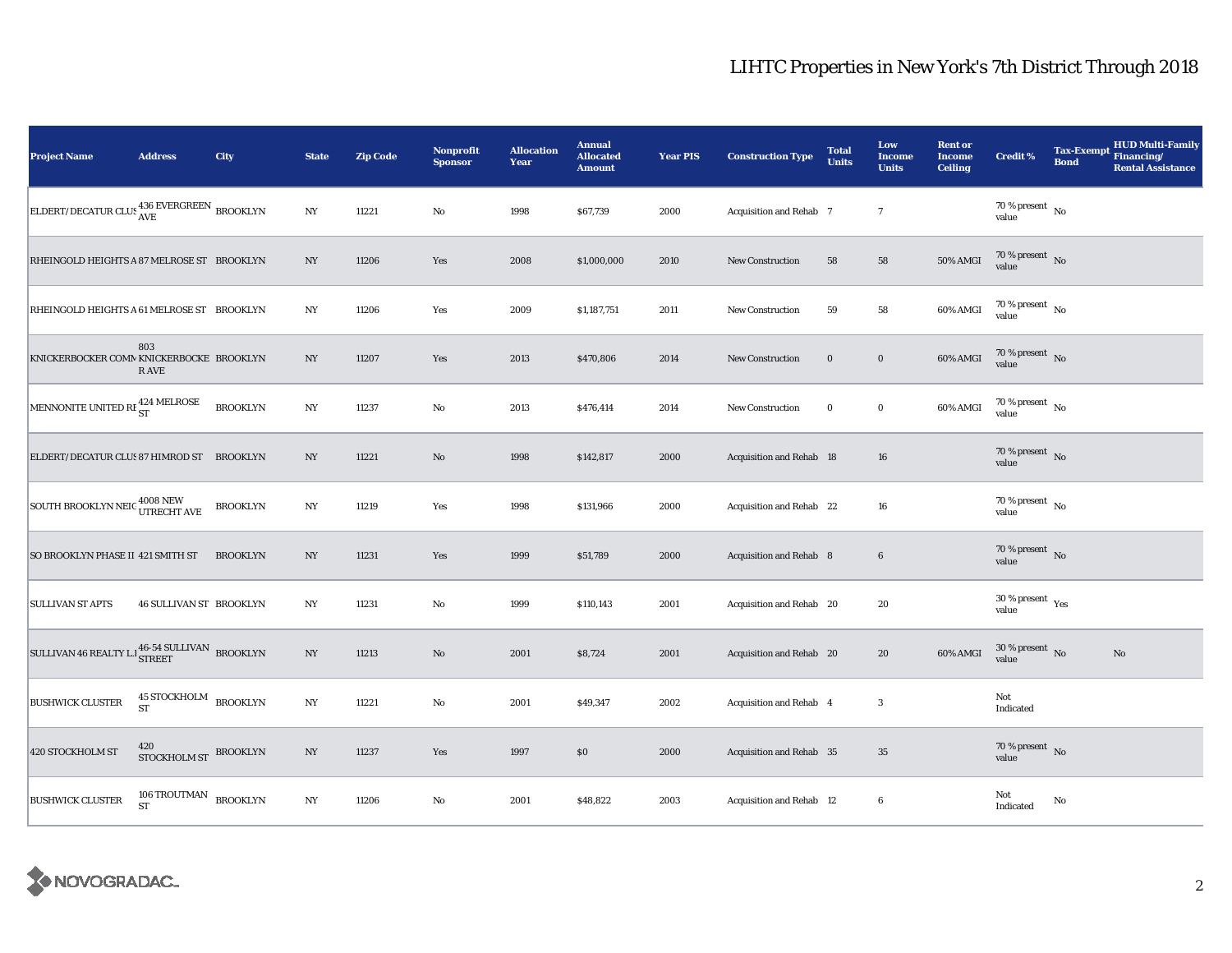# LIHTC Properties in New York's 7th District Through 2018

| Project Name | Address | City | State | Zip Code | Nonprofit Sponsor | Allocation Year | Annual Allocated Amount | Year PIS | Construction Type | Total Units | Low Income Units | Rent or Income Ceiling | Credit % | Tax-Exempt Bond | HUD Multi-Family Financing/ Rental Assistance |
|---|---|---|---|---|---|---|---|---|---|---|---|---|---|---|---|
| ELDERT/DECATUR CLUS | 436 EVERGREEN AVE | BROOKLYN | NY | 11221 | No | 1998 | $67,739 | 2000 | Acquisition and Rehab | 7 | 7 | | 70 % present value | No | |
| RHEINGOLD HEIGHTS A | 87 MELROSE ST | BROOKLYN | NY | 11206 | Yes | 2008 | $1,000,000 | 2010 | New Construction | 58 | 58 | 50% AMGI | 70 % present value | No | |
| RHEINGOLD HEIGHTS A | 61 MELROSE ST | BROOKLYN | NY | 11206 | Yes | 2009 | $1,187,751 | 2011 | New Construction | 59 | 58 | 60% AMGI | 70 % present value | No | |
| KNICKERBOCKER COMM | 803 KNICKERBOCKER AVE | BROOKLYN | NY | 11207 | Yes | 2013 | $470,806 | 2014 | New Construction | 0 | 0 | 60% AMGI | 70 % present value | No | |
| MENNONITE UNITED RE | 424 MELROSE ST | BROOKLYN | NY | 11237 | No | 2013 | $476,414 | 2014 | New Construction | 0 | 0 | 60% AMGI | 70 % present value | No | |
| ELDERT/DECATUR CLUS | 87 HIMROD ST | BROOKLYN | NY | 11221 | No | 1998 | $142,817 | 2000 | Acquisition and Rehab | 18 | 16 | | 70 % present value | No | |
| SOUTH BROOKLYN NEIG | 4008 NEW UTRECHT AVE | BROOKLYN | NY | 11219 | Yes | 1998 | $131,966 | 2000 | Acquisition and Rehab | 22 | 16 | | 70 % present value | No | |
| SO BROOKLYN PHASE II | 421 SMITH ST | BROOKLYN | NY | 11231 | Yes | 1999 | $51,789 | 2000 | Acquisition and Rehab | 8 | 6 | | 70 % present value | No | |
| SULLIVAN ST APTS | 46 SULLIVAN ST | BROOKLYN | NY | 11231 | No | 1999 | $110,143 | 2001 | Acquisition and Rehab | 20 | 20 | | 30 % present value | Yes | |
| SULLIVAN 46 REALTY L.I | 46-54 SULLIVAN STREET | BROOKLYN | NY | 11213 | No | 2001 | $8,724 | 2001 | Acquisition and Rehab | 20 | 20 | 60% AMGI | 30 % present value | No | No |
| BUSHWICK CLUSTER | 45 STOCKHOLM ST | BROOKLYN | NY | 11221 | No | 2001 | $49,347 | 2002 | Acquisition and Rehab | 4 | 3 | | Not Indicated | | |
| 420 STOCKHOLM ST | 420 STOCKHOLM ST | BROOKLYN | NY | 11237 | Yes | 1997 | $0 | 2000 | Acquisition and Rehab | 35 | 35 | | 70 % present value | No | |
| BUSHWICK CLUSTER | 106 TROUTMAN ST | BROOKLYN | NY | 11206 | No | 2001 | $48,822 | 2003 | Acquisition and Rehab | 12 | 6 | | Not Indicated | No | |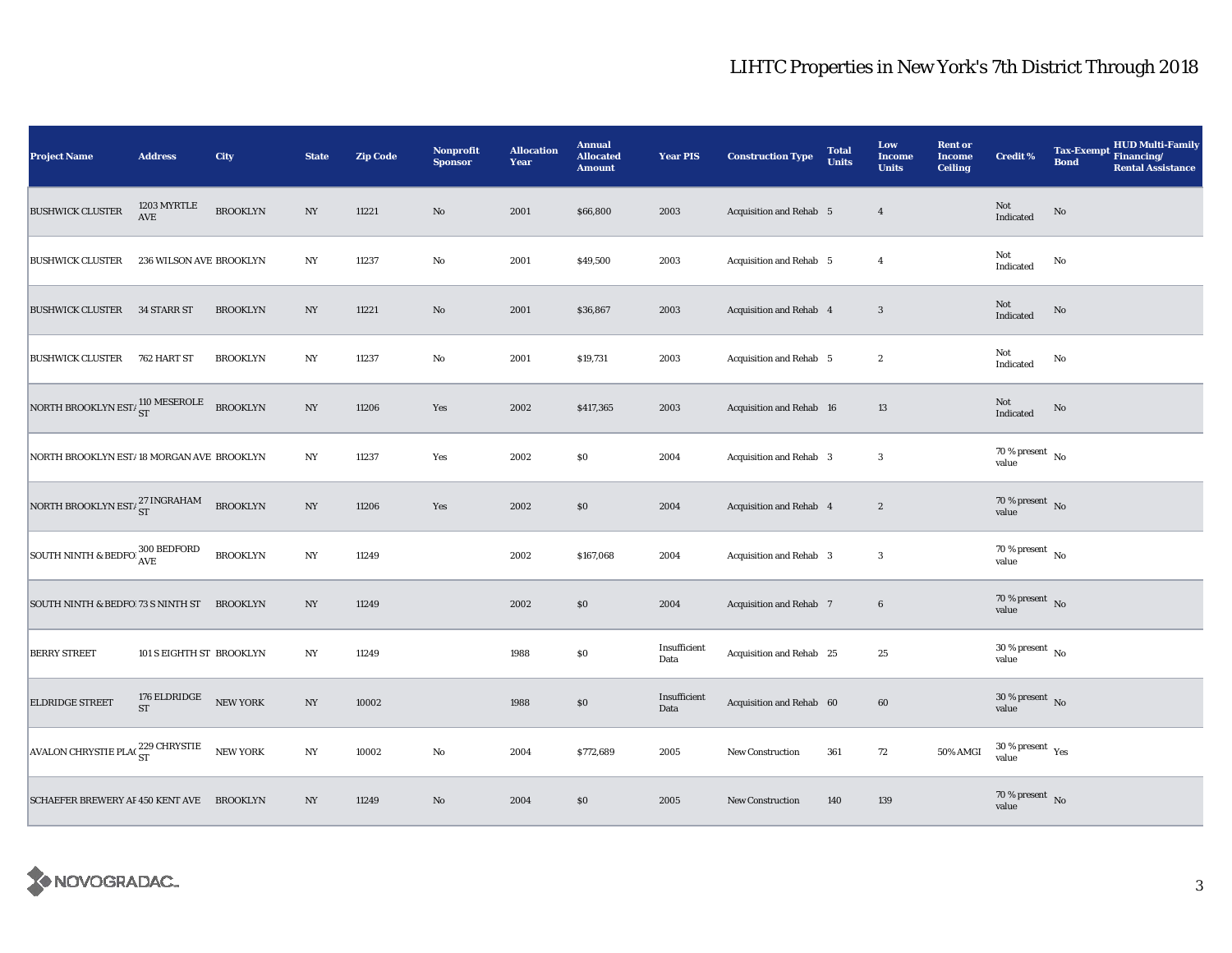# LIHTC Properties in New York's 7th District Through 2018

| Project Name | Address | City | State | Zip Code | Nonprofit Sponsor | Allocation Year | Annual Allocated Amount | Year PIS | Construction Type | Total Units | Low Income Units | Rent or Income Ceiling | Credit % | Tax-Exempt Bond | HUD Multi-Family Financing/ Rental Assistance |
|---|---|---|---|---|---|---|---|---|---|---|---|---|---|---|---|
| BUSHWICK CLUSTER | 1203 MYRTLE AVE | BROOKLYN | NY | 11221 | No | 2001 | $66,800 | 2003 | Acquisition and Rehab | 5 | 4 | | Not Indicated | No | |
| BUSHWICK CLUSTER | 236 WILSON AVE | BROOKLYN | NY | 11237 | No | 2001 | $49,500 | 2003 | Acquisition and Rehab | 5 | 4 | | Not Indicated | No | |
| BUSHWICK CLUSTER | 34 STARR ST | BROOKLYN | NY | 11221 | No | 2001 | $36,867 | 2003 | Acquisition and Rehab | 4 | 3 | | Not Indicated | No | |
| BUSHWICK CLUSTER | 762 HART ST | BROOKLYN | NY | 11237 | No | 2001 | $19,731 | 2003 | Acquisition and Rehab | 5 | 2 | | Not Indicated | No | |
| NORTH BROOKLYN ESTA | 110 MESEROLE ST | BROOKLYN | NY | 11206 | Yes | 2002 | $417,365 | 2003 | Acquisition and Rehab | 16 | 13 | | Not Indicated | No | |
| NORTH BROOKLYN ESTA | 18 MORGAN AVE | BROOKLYN | NY | 11237 | Yes | 2002 | $0 | 2004 | Acquisition and Rehab | 3 | 3 | | 70 % present value | No | |
| NORTH BROOKLYN ESTA | 27 INGRAHAM ST | BROOKLYN | NY | 11206 | Yes | 2002 | $0 | 2004 | Acquisition and Rehab | 4 | 2 | | 70 % present value | No | |
| SOUTH NINTH & BEDFO | 300 BEDFORD AVE | BROOKLYN | NY | 11249 | | 2002 | $167,068 | 2004 | Acquisition and Rehab | 3 | 3 | | 70 % present value | No | |
| SOUTH NINTH & BEDFO | 73 S NINTH ST | BROOKLYN | NY | 11249 | | 2002 | $0 | 2004 | Acquisition and Rehab | 7 | 6 | | 70 % present value | No | |
| BERRY STREET | 101 S EIGHTH ST | BROOKLYN | NY | 11249 | | 1988 | $0 | Insufficient Data | Acquisition and Rehab | 25 | 25 | | 30 % present value | No | |
| ELDRIDGE STREET | 176 ELDRIDGE ST | NEW YORK | NY | 10002 | | 1988 | $0 | Insufficient Data | Acquisition and Rehab | 60 | 60 | | 30 % present value | No | |
| AVALON CHRYSTIE PLAC | 229 CHRYSTIE ST | NEW YORK | NY | 10002 | No | 2004 | $772,689 | 2005 | New Construction | 361 | 72 | 50% AMGI | 30 % present value | Yes | |
| SCHAEFER BREWERY AP | 450 KENT AVE | BROOKLYN | NY | 11249 | No | 2004 | $0 | 2005 | New Construction | 140 | 139 | | 70 % present value | No | |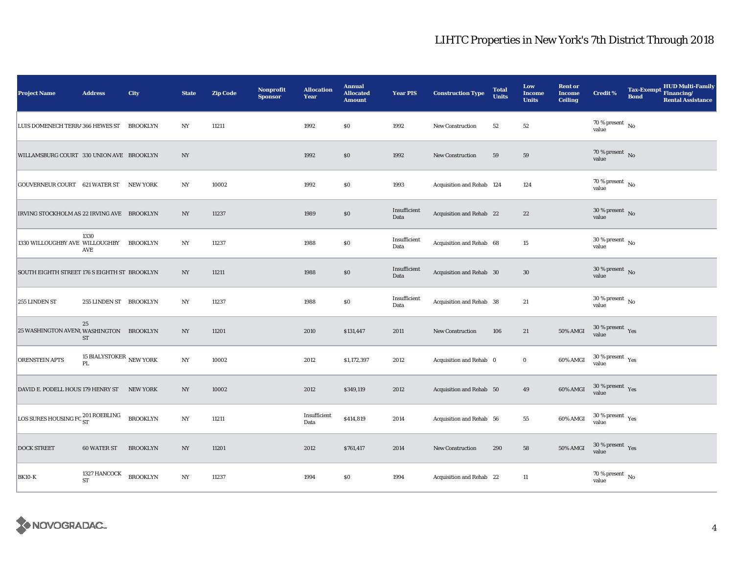# LIHTC Properties in New York's 7th District Through 2018

| Project Name | Address | City | State | Zip Code | Nonprofit Sponsor | Allocation Year | Annual Allocated Amount | Year PIS | Construction Type | Total Units | Low Income Units | Rent or Income Ceiling | Credit % | Tax-Exempt Bond | HUD Multi-Family Financing/ Rental Assistance |
|---|---|---|---|---|---|---|---|---|---|---|---|---|---|---|---|
| LUIS DOMENECH TERRA | 366 HEWES ST | BROOKLYN | NY | 11211 | | 1992 | $0 | 1992 | New Construction | 52 | 52 | | 70 % present value | No | |
| WILLAMSBURG COURT | 330 UNION AVE | BROOKLYN | NY | | | 1992 | $0 | 1992 | New Construction | 59 | 59 | | 70 % present value | No | |
| GOUVERNEUR COURT | 621 WATER ST | NEW YORK | NY | 10002 | | 1992 | $0 | 1993 | Acquisition and Rehab | 124 | 124 | | 70 % present value | No | |
| IRVING STOCKHOLM AS | 22 IRVING AVE | BROOKLYN | NY | 11237 | | 1989 | $0 | Insufficient Data | Acquisition and Rehab | 22 | 22 | | 30 % present value | No | |
| 1330 WILLOUGHBY AVE | 1330 WILLOUGHBY AVE | BROOKLYN | NY | 11237 | | 1988 | $0 | Insufficient Data | Acquisition and Rehab | 68 | 15 | | 30 % present value | No | |
| SOUTH EIGHTH STREET | 176 S EIGHTH ST | BROOKLYN | NY | 11211 | | 1988 | $0 | Insufficient Data | Acquisition and Rehab | 30 | 30 | | 30 % present value | No | |
| 255 LINDEN ST | 255 LINDEN ST | BROOKLYN | NY | 11237 | | 1988 | $0 | Insufficient Data | Acquisition and Rehab | 38 | 21 | | 30 % present value | No | |
| 25 WASHINGTON AVENU | 25 WASHINGTON ST | BROOKLYN | NY | 11201 | | 2010 | $131,447 | 2011 | New Construction | 106 | 21 | 50% AMGI | 30 % present value | Yes | |
| ORENSTEIN APTS | 15 BIALYSTOKER PL | NEW YORK | NY | 10002 | | 2012 | $1,172,397 | 2012 | Acquisition and Rehab | 0 | 0 | 60% AMGI | 30 % present value | Yes | |
| DAVID E. PODELL HOUS | 179 HENRY ST | NEW YORK | NY | 10002 | | 2012 | $349,119 | 2012 | Acquisition and Rehab | 50 | 49 | 60% AMGI | 30 % present value | Yes | |
| LOS SURES HOUSING FC | 201 ROEBLING ST | BROOKLYN | NY | 11211 | | Insufficient Data | $414,819 | 2014 | Acquisition and Rehab | 56 | 55 | 60% AMGI | 30 % present value | Yes | |
| DOCK STREET | 60 WATER ST | BROOKLYN | NY | 11201 | | 2012 | $761,417 | 2014 | New Construction | 290 | 58 | 50% AMGI | 30 % present value | Yes | |
| BK10-K | 1327 HANCOCK ST | BROOKLYN | NY | 11237 | | 1994 | $0 | 1994 | Acquisition and Rehab | 22 | 11 | | 70 % present value | No | |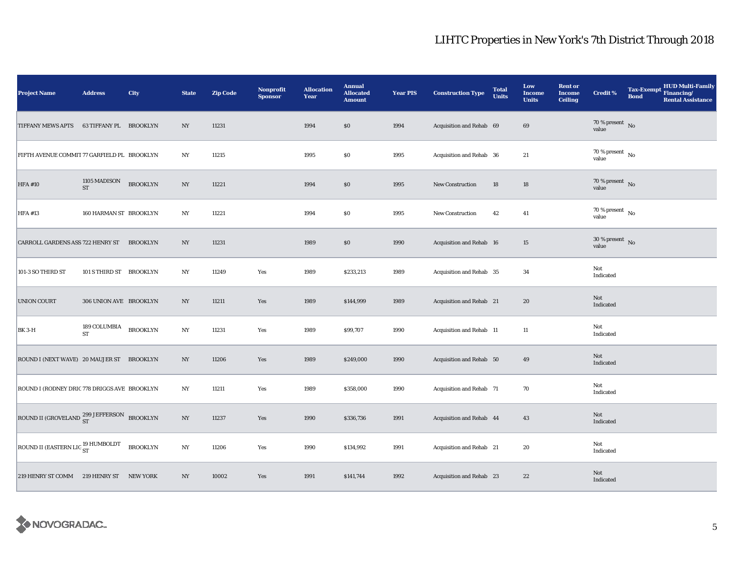# LIHTC Properties in New York's 7th District Through 2018

| Project Name | Address | City | State | Zip Code | Nonprofit Sponsor | Allocation Year | Annual Allocated Amount | Year PIS | Construction Type | Total Units | Low Income Units | Rent or Income Ceiling | Credit % | Tax-Exempt Bond | HUD Multi-Family Financing/ Rental Assistance |
|---|---|---|---|---|---|---|---|---|---|---|---|---|---|---|---|
| TIFFANY MEWS APTS | 63 TIFFANY PL | BROOKLYN | NY | 11231 | | 1994 | $0 | 1994 | Acquisition and Rehab | 69 | 69 | | 70 % present value | No | |
| FIFTH AVENUE COMMIT | 77 GARFIELD PL | BROOKLYN | NY | 11215 | | 1995 | $0 | 1995 | Acquisition and Rehab | 36 | 21 | | 70 % present value | No | |
| HFA #10 | 1105 MADISON ST | BROOKLYN | NY | 11221 | | 1994 | $0 | 1995 | New Construction | 18 | 18 | | 70 % present value | No | |
| HFA #13 | 160 HARMAN ST | BROOKLYN | NY | 11221 | | 1994 | $0 | 1995 | New Construction | 42 | 41 | | 70 % present value | No | |
| CARROLL GARDENS ASS | 722 HENRY ST | BROOKLYN | NY | 11231 | | 1989 | $0 | 1990 | Acquisition and Rehab | 16 | 15 | | 30 % present value | No | |
| 101-3 SO THIRD ST | 101 S THIRD ST | BROOKLYN | NY | 11249 | Yes | 1989 | $233,213 | 1989 | Acquisition and Rehab | 35 | 34 | | Not Indicated | | |
| UNION COURT | 306 UNION AVE | BROOKLYN | NY | 11211 | Yes | 1989 | $144,999 | 1989 | Acquisition and Rehab | 21 | 20 | | Not Indicated | | |
| BK 3-H | 189 COLUMBIA ST | BROOKLYN | NY | 11231 | Yes | 1989 | $99,707 | 1990 | Acquisition and Rehab | 11 | 11 | | Not Indicated | | |
| ROUND I (NEXT WAVE) | 20 MAUJER ST | BROOKLYN | NY | 11206 | Yes | 1989 | $249,000 | 1990 | Acquisition and Rehab | 50 | 49 | | Not Indicated | | |
| ROUND I (RODNEY DRIG | 778 DRIGGS AVE | BROOKLYN | NY | 11211 | Yes | 1989 | $358,000 | 1990 | Acquisition and Rehab | 71 | 70 | | Not Indicated | | |
| ROUND II (GROVELAND | 299 JEFFERSON ST | BROOKLYN | NY | 11237 | Yes | 1990 | $336,736 | 1991 | Acquisition and Rehab | 44 | 43 | | Not Indicated | | |
| ROUND II (EASTERN LIG | 19 HUMBOLDT ST | BROOKLYN | NY | 11206 | Yes | 1990 | $134,992 | 1991 | Acquisition and Rehab | 21 | 20 | | Not Indicated | | |
| 219 HENRY ST COMM | 219 HENRY ST | NEW YORK | NY | 10002 | Yes | 1991 | $141,744 | 1992 | Acquisition and Rehab | 23 | 22 | | Not Indicated | | |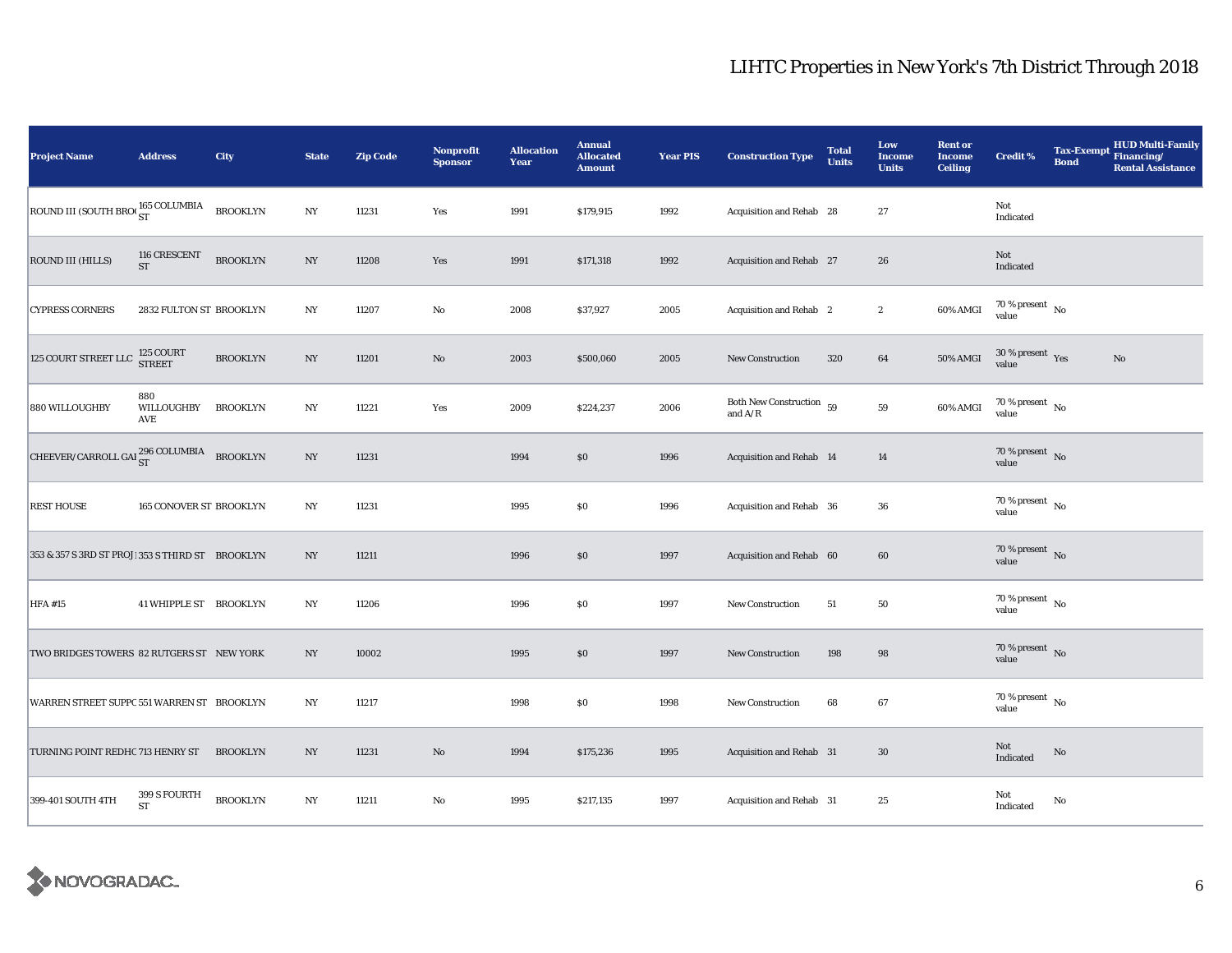# LIHTC Properties in New York's 7th District Through 2018

| Project Name | Address | City | State | Zip Code | Nonprofit Sponsor | Allocation Year | Annual Allocated Amount | Year PIS | Construction Type | Total Units | Low Income Units | Rent or Income Ceiling | Credit % | Tax-Exempt Bond | HUD Multi-Family Financing/ Rental Assistance |
|---|---|---|---|---|---|---|---|---|---|---|---|---|---|---|---|
| ROUND III (SOUTH BRO( | 165 COLUMBIA ST | BROOKLYN | NY | 11231 | Yes | 1991 | $179,915 | 1992 | Acquisition and Rehab | 28 | 27 | | Not Indicated | | |
| ROUND III (HILLS) | 116 CRESCENT ST | BROOKLYN | NY | 11208 | Yes | 1991 | $171,318 | 1992 | Acquisition and Rehab | 27 | 26 | | Not Indicated | | |
| CYPRESS CORNERS | 2832 FULTON ST | BROOKLYN | NY | 11207 | No | 2008 | $37,927 | 2005 | Acquisition and Rehab | 2 | 2 | 60% AMGI | 70 % present value | No | |
| 125 COURT STREET LLC | 125 COURT STREET | BROOKLYN | NY | 11201 | No | 2003 | $500,060 | 2005 | New Construction | 320 | 64 | 50% AMGI | 30 % present value | Yes | No |
| 880 WILLOUGHBY | 880 WILLOUGHBY AVE | BROOKLYN | NY | 11221 | Yes | 2009 | $224,237 | 2006 | Both New Construction and A/R | 59 | 59 | 60% AMGI | 70 % present value | No | |
| CHEEVER/CARROLL GAI | 296 COLUMBIA ST | BROOKLYN | NY | 11231 | | 1994 | $0 | 1996 | Acquisition and Rehab | 14 | 14 | | 70 % present value | No | |
| REST HOUSE | 165 CONOVER ST | BROOKLYN | NY | 11231 | | 1995 | $0 | 1996 | Acquisition and Rehab | 36 | 36 | | 70 % present value | No | |
| 353 & 357 S 3RD ST PROJ | 353 S THIRD ST | BROOKLYN | NY | 11211 | | 1996 | $0 | 1997 | Acquisition and Rehab | 60 | 60 | | 70 % present value | No | |
| HFA #15 | 41 WHIPPLE ST | BROOKLYN | NY | 11206 | | 1996 | $0 | 1997 | New Construction | 51 | 50 | | 70 % present value | No | |
| TWO BRIDGES TOWERS | 82 RUTGERS ST | NEW YORK | NY | 10002 | | 1995 | $0 | 1997 | New Construction | 198 | 98 | | 70 % present value | No | |
| WARREN STREET SUPPC | 551 WARREN ST | BROOKLYN | NY | 11217 | | 1998 | $0 | 1998 | New Construction | 68 | 67 | | 70 % present value | No | |
| TURNING POINT REDHC | 713 HENRY ST | BROOKLYN | NY | 11231 | No | 1994 | $175,236 | 1995 | Acquisition and Rehab | 31 | 30 | | Not Indicated | No | |
| 399-401 SOUTH 4TH | 399 S FOURTH ST | BROOKLYN | NY | 11211 | No | 1995 | $217,135 | 1997 | Acquisition and Rehab | 31 | 25 | | Not Indicated | No | |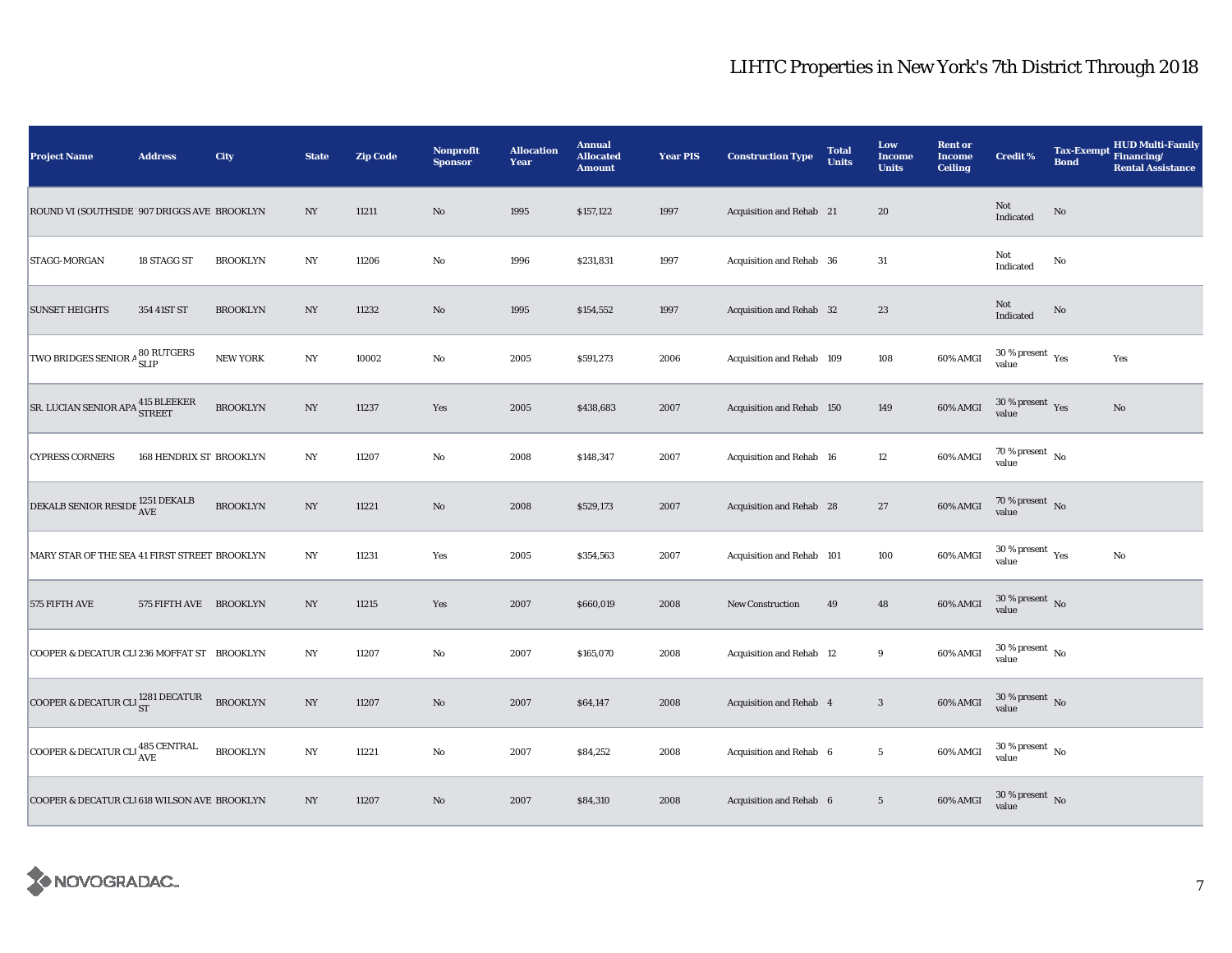# LIHTC Properties in New York's 7th District Through 2018

| Project Name | Address | City | State | Zip Code | Nonprofit Sponsor | Allocation Year | Annual Allocated Amount | Year PIS | Construction Type | Total Units | Low Income Units | Rent or Income Ceiling | Credit % | Tax-Exempt Bond | HUD Multi-Family Financing/ Rental Assistance |
|---|---|---|---|---|---|---|---|---|---|---|---|---|---|---|---|
| ROUND VI (SOUTHSIDE | 907 DRIGGS AVE | BROOKLYN | NY | 11211 | No | 1995 | $157,122 | 1997 | Acquisition and Rehab | 21 | 20 | | Not Indicated | No | |
| STAGG-MORGAN | 18 STAGG ST | BROOKLYN | NY | 11206 | No | 1996 | $231,831 | 1997 | Acquisition and Rehab | 36 | 31 | | Not Indicated | No | |
| SUNSET HEIGHTS | 354 41ST ST | BROOKLYN | NY | 11232 | No | 1995 | $154,552 | 1997 | Acquisition and Rehab | 32 | 23 | | Not Indicated | No | |
| TWO BRIDGES SENIOR A | 80 RUTGERS SLIP | NEW YORK | NY | 10002 | No | 2005 | $591,273 | 2006 | Acquisition and Rehab | 109 | 108 | 60% AMGI | 30 % present value | Yes | Yes |
| SR. LUCIAN SENIOR APA | 415 BLEEKER STREET | BROOKLYN | NY | 11237 | Yes | 2005 | $438,683 | 2007 | Acquisition and Rehab | 150 | 149 | 60% AMGI | 30 % present value | Yes | No |
| CYPRESS CORNERS | 168 HENDRIX ST | BROOKLYN | NY | 11207 | No | 2008 | $148,347 | 2007 | Acquisition and Rehab | 16 | 12 | 60% AMGI | 70 % present value | No | |
| DEKALB SENIOR RESIDE | 1251 DEKALB AVE | BROOKLYN | NY | 11221 | No | 2008 | $529,173 | 2007 | Acquisition and Rehab | 28 | 27 | 60% AMGI | 70 % present value | No | |
| MARY STAR OF THE SEA | 41 FIRST STREET | BROOKLYN | NY | 11231 | Yes | 2005 | $354,563 | 2007 | Acquisition and Rehab | 101 | 100 | 60% AMGI | 30 % present value | Yes | No |
| 575 FIFTH AVE | 575 FIFTH AVE | BROOKLYN | NY | 11215 | Yes | 2007 | $660,019 | 2008 | New Construction | 49 | 48 | 60% AMGI | 30 % present value | No | |
| COOPER & DECATUR CLI | 236 MOFFAT ST | BROOKLYN | NY | 11207 | No | 2007 | $165,070 | 2008 | Acquisition and Rehab | 12 | 9 | 60% AMGI | 30 % present value | No | |
| COOPER & DECATUR CLI | 1281 DECATUR ST | BROOKLYN | NY | 11207 | No | 2007 | $64,147 | 2008 | Acquisition and Rehab | 4 | 3 | 60% AMGI | 30 % present value | No | |
| COOPER & DECATUR CLI | 485 CENTRAL AVE | BROOKLYN | NY | 11221 | No | 2007 | $84,252 | 2008 | Acquisition and Rehab | 6 | 5 | 60% AMGI | 30 % present value | No | |
| COOPER & DECATUR CLI | 618 WILSON AVE | BROOKLYN | NY | 11207 | No | 2007 | $84,310 | 2008 | Acquisition and Rehab | 6 | 5 | 60% AMGI | 30 % present value | No | |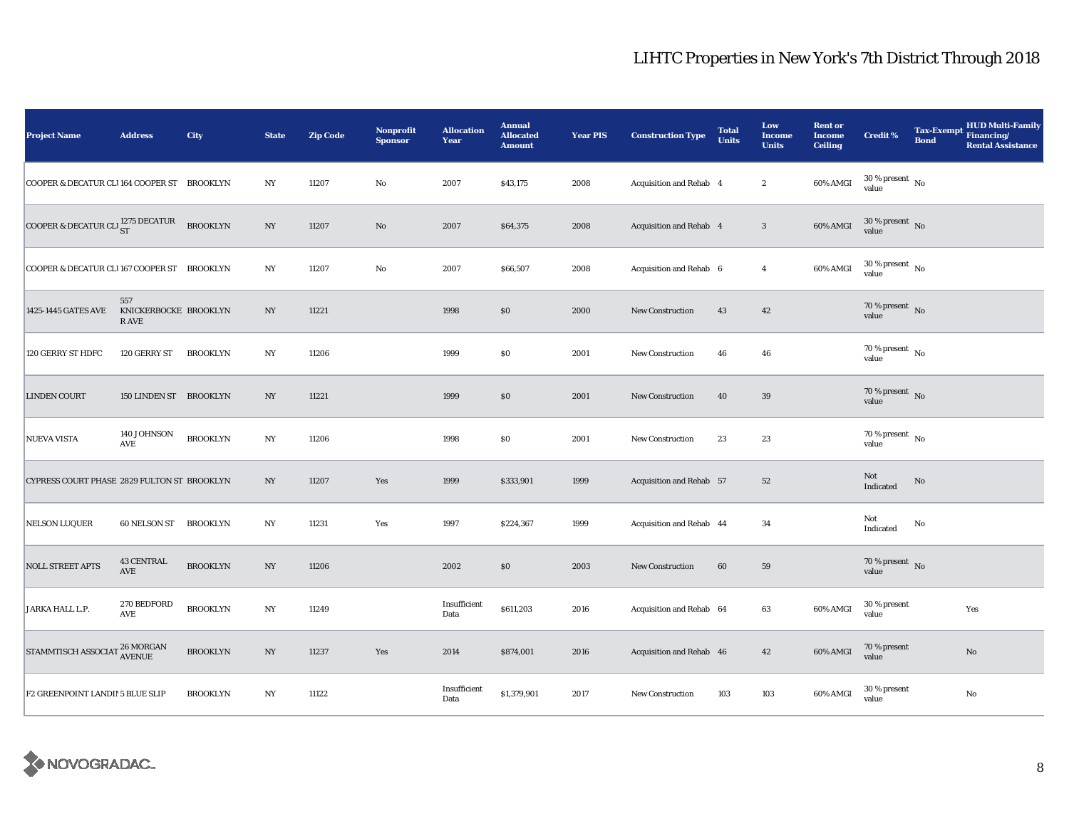# LIHTC Properties in New York's 7th District Through 2018

| Project Name | Address | City | State | Zip Code | Nonprofit Sponsor | Allocation Year | Annual Allocated Amount | Year PIS | Construction Type | Total Units | Low Income Units | Rent or Income Ceiling | Credit % | Tax-Exempt Bond | HUD Multi-Family Financing/ Rental Assistance |
|---|---|---|---|---|---|---|---|---|---|---|---|---|---|---|---|
| COOPER & DECATUR CLU | 164 COOPER ST | BROOKLYN | NY | 11207 | No | 2007 | $43,175 | 2008 | Acquisition and Rehab | 4 | 2 | 60% AMGI | 30 % present value | No | |
| COOPER & DECATUR CLU | 1275 DECATUR ST | BROOKLYN | NY | 11207 | No | 2007 | $64,375 | 2008 | Acquisition and Rehab | 4 | 3 | 60% AMGI | 30 % present value | No | |
| COOPER & DECATUR CLU | 167 COOPER ST | BROOKLYN | NY | 11207 | No | 2007 | $66,507 | 2008 | Acquisition and Rehab | 6 | 4 | 60% AMGI | 30 % present value | No | |
| 1425-1445 GATES AVE | 557 KNICKERBOCKER AVE | BROOKLYN | NY | 11221 | | 1998 | $0 | 2000 | New Construction | 43 | 42 | | 70 % present value | No | |
| 120 GERRY ST HDFC | 120 GERRY ST | BROOKLYN | NY | 11206 | | 1999 | $0 | 2001 | New Construction | 46 | 46 | | 70 % present value | No | |
| LINDEN COURT | 150 LINDEN ST | BROOKLYN | NY | 11221 | | 1999 | $0 | 2001 | New Construction | 40 | 39 | | 70 % present value | No | |
| NUEVA VISTA | 140 JOHNSON AVE | BROOKLYN | NY | 11206 | | 1998 | $0 | 2001 | New Construction | 23 | 23 | | 70 % present value | No | |
| CYPRESS COURT PHASE | 2829 FULTON ST | BROOKLYN | NY | 11207 | Yes | 1999 | $333,901 | 1999 | Acquisition and Rehab | 57 | 52 | | Not Indicated | No | |
| NELSON LUQUER | 60 NELSON ST | BROOKLYN | NY | 11231 | Yes | 1997 | $224,367 | 1999 | Acquisition and Rehab | 44 | 34 | | Not Indicated | No | |
| NOLL STREET APTS | 43 CENTRAL AVE | BROOKLYN | NY | 11206 | | 2002 | $0 | 2003 | New Construction | 60 | 59 | | 70 % present value | No | |
| JARKA HALL L.P. | 270 BEDFORD AVE | BROOKLYN | NY | 11249 | | Insufficient Data | $611,203 | 2016 | Acquisition and Rehab | 64 | 63 | 60% AMGI | 30 % present value | | Yes |
| STAMMTISCH ASSOCIAT | 26 MORGAN AVENUE | BROOKLYN | NY | 11237 | Yes | 2014 | $874,001 | 2016 | Acquisition and Rehab | 46 | 42 | 60% AMGI | 70 % present value | | No |
| F2 GREENPOINT LANDIN | 5 BLUE SLIP | BROOKLYN | NY | 11122 | | Insufficient Data | $1,379,901 | 2017 | New Construction | 103 | 103 | 60% AMGI | 30 % present value | | No |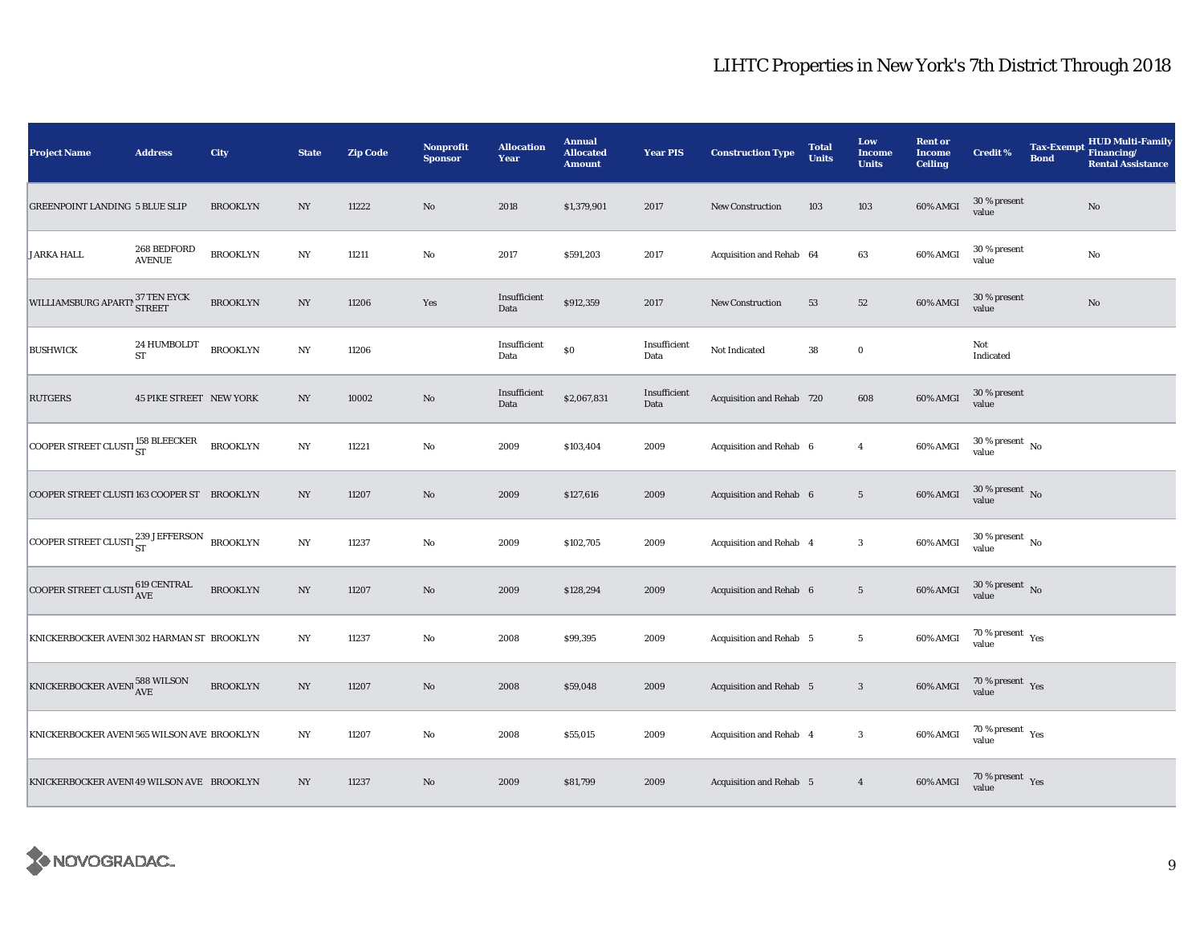# LIHTC Properties in New York's 7th District Through 2018

| Project Name | Address | City | State | Zip Code | Nonprofit Sponsor | Allocation Year | Annual Allocated Amount | Year PIS | Construction Type | Total Units | Low Income Units | Rent or Income Ceiling | Credit % | Tax-Exempt Bond | HUD Multi-Family Financing/ Rental Assistance |
|---|---|---|---|---|---|---|---|---|---|---|---|---|---|---|---|
| GREENPOINT LANDING | 5 BLUE SLIP | BROOKLYN | NY | 11222 | No | 2018 | $1,379,901 | 2017 | New Construction | 103 | 103 | 60% AMGI | 30 % present value | | No |
| JARKA HALL | 268 BEDFORD AVENUE | BROOKLYN | NY | 11211 | No | 2017 | $591,203 | 2017 | Acquisition and Rehab | 64 | 63 | 60% AMGI | 30 % present value | | No |
| WILLIAMSBURG APARTM | 37 TEN EYCK STREET | BROOKLYN | NY | 11206 | Yes | Insufficient Data | $912,359 | 2017 | New Construction | 53 | 52 | 60% AMGI | 30 % present value | | No |
| BUSHWICK | 24 HUMBOLDT ST | BROOKLYN | NY | 11206 | | Insufficient Data | $0 | Insufficient Data | Not Indicated | 38 | 0 | | Not Indicated | | |
| RUTGERS | 45 PIKE STREET | NEW YORK | NY | 10002 | No | Insufficient Data | $2,067,831 | Insufficient Data | Acquisition and Rehab | 720 | 608 | 60% AMGI | 30 % present value | | |
| COOPER STREET CLUSTI | 158 BLEECKER ST | BROOKLYN | NY | 11221 | No | 2009 | $103,404 | 2009 | Acquisition and Rehab | 6 | 4 | 60% AMGI | 30 % present value | No | |
| COOPER STREET CLUSTI | 163 COOPER ST | BROOKLYN | NY | 11207 | No | 2009 | $127,616 | 2009 | Acquisition and Rehab | 6 | 5 | 60% AMGI | 30 % present value | No | |
| COOPER STREET CLUSTI | 239 JEFFERSON ST | BROOKLYN | NY | 11237 | No | 2009 | $102,705 | 2009 | Acquisition and Rehab | 4 | 3 | 60% AMGI | 30 % present value | No | |
| COOPER STREET CLUSTI | 619 CENTRAL AVE | BROOKLYN | NY | 11207 | No | 2009 | $128,294 | 2009 | Acquisition and Rehab | 6 | 5 | 60% AMGI | 30 % present value | No | |
| KNICKERBOCKER AVENU | 302 HARMAN ST | BROOKLYN | NY | 11237 | No | 2008 | $99,395 | 2009 | Acquisition and Rehab | 5 | 5 | 60% AMGI | 70 % present value | Yes | |
| KNICKERBOCKER AVENU | 588 WILSON AVE | BROOKLYN | NY | 11207 | No | 2008 | $59,048 | 2009 | Acquisition and Rehab | 5 | 3 | 60% AMGI | 70 % present value | Yes | |
| KNICKERBOCKER AVENU | 565 WILSON AVE | BROOKLYN | NY | 11207 | No | 2008 | $55,015 | 2009 | Acquisition and Rehab | 4 | 3 | 60% AMGI | 70 % present value | Yes | |
| KNICKERBOCKER AVENU | 49 WILSON AVE | BROOKLYN | NY | 11237 | No | 2009 | $81,799 | 2009 | Acquisition and Rehab | 5 | 4 | 60% AMGI | 70 % present value | Yes | |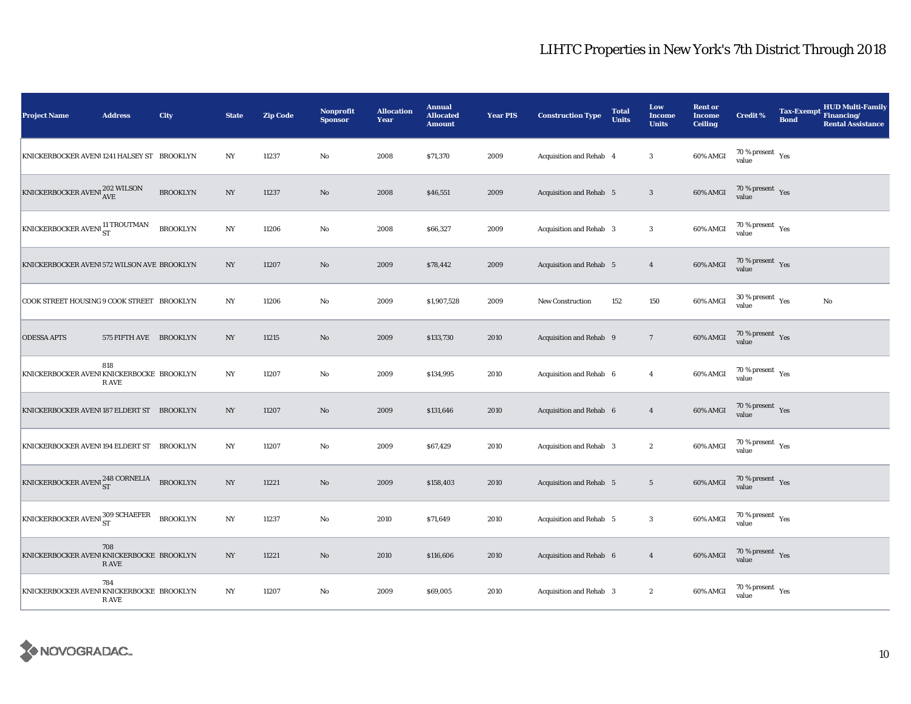# LIHTC Properties in New York's 7th District Through 2018

| Project Name | Address | City | State | Zip Code | Nonprofit Sponsor | Allocation Year | Annual Allocated Amount | Year PIS | Construction Type | Total Units | Low Income Units | Rent or Income Ceiling | Credit % | Tax-Exempt Bond | HUD Multi-Family Financing/ Rental Assistance |
|---|---|---|---|---|---|---|---|---|---|---|---|---|---|---|---|
| KNICKERBOCKER AVENU | 1241 HALSEY ST | BROOKLYN | NY | 11237 | No | 2008 | $71,370 | 2009 | Acquisition and Rehab | 4 | 3 | 60% AMGI | 70 % present value | Yes | |
| KNICKERBOCKER AVENU | 202 WILSON AVE | BROOKLYN | NY | 11237 | No | 2008 | $46,551 | 2009 | Acquisition and Rehab | 5 | 3 | 60% AMGI | 70 % present value | Yes | |
| KNICKERBOCKER AVENU | 11 TROUTMAN ST | BROOKLYN | NY | 11206 | No | 2008 | $66,327 | 2009 | Acquisition and Rehab | 3 | 3 | 60% AMGI | 70 % present value | Yes | |
| KNICKERBOCKER AVENU | 572 WILSON AVE | BROOKLYN | NY | 11207 | No | 2009 | $78,442 | 2009 | Acquisition and Rehab | 5 | 4 | 60% AMGI | 70 % present value | Yes | |
| COOK STREET HOUSING | 9 COOK STREET | BROOKLYN | NY | 11206 | No | 2009 | $1,907,528 | 2009 | New Construction | 152 | 150 | 60% AMGI | 30 % present value | Yes | No |
| ODESSA APTS | 575 FIFTH AVE | BROOKLYN | NY | 11215 | No | 2009 | $133,730 | 2010 | Acquisition and Rehab | 9 | 7 | 60% AMGI | 70 % present value | Yes | |
| KNICKERBOCKER AVENU | 818 KNICKERBOCKER AVE | BROOKLYN | NY | 11207 | No | 2009 | $134,995 | 2010 | Acquisition and Rehab | 6 | 4 | 60% AMGI | 70 % present value | Yes | |
| KNICKERBOCKER AVENU | 187 ELDERT ST | BROOKLYN | NY | 11207 | No | 2009 | $131,646 | 2010 | Acquisition and Rehab | 6 | 4 | 60% AMGI | 70 % present value | Yes | |
| KNICKERBOCKER AVENU | 194 ELDERT ST | BROOKLYN | NY | 11207 | No | 2009 | $67,429 | 2010 | Acquisition and Rehab | 3 | 2 | 60% AMGI | 70 % present value | Yes | |
| KNICKERBOCKER AVENU | 248 CORNELIA ST | BROOKLYN | NY | 11221 | No | 2009 | $158,403 | 2010 | Acquisition and Rehab | 5 | 5 | 60% AMGI | 70 % present value | Yes | |
| KNICKERBOCKER AVENU | 309 SCHAEFER ST | BROOKLYN | NY | 11237 | No | 2010 | $71,649 | 2010 | Acquisition and Rehab | 5 | 3 | 60% AMGI | 70 % present value | Yes | |
| KNICKERBOCKER AVENU | 708 KNICKERBOCKER AVE | BROOKLYN | NY | 11221 | No | 2010 | $116,606 | 2010 | Acquisition and Rehab | 6 | 4 | 60% AMGI | 70 % present value | Yes | |
| KNICKERBOCKER AVENU | 784 KNICKERBOCKER AVE | BROOKLYN | NY | 11207 | No | 2009 | $69,005 | 2010 | Acquisition and Rehab | 3 | 2 | 60% AMGI | 70 % present value | Yes | |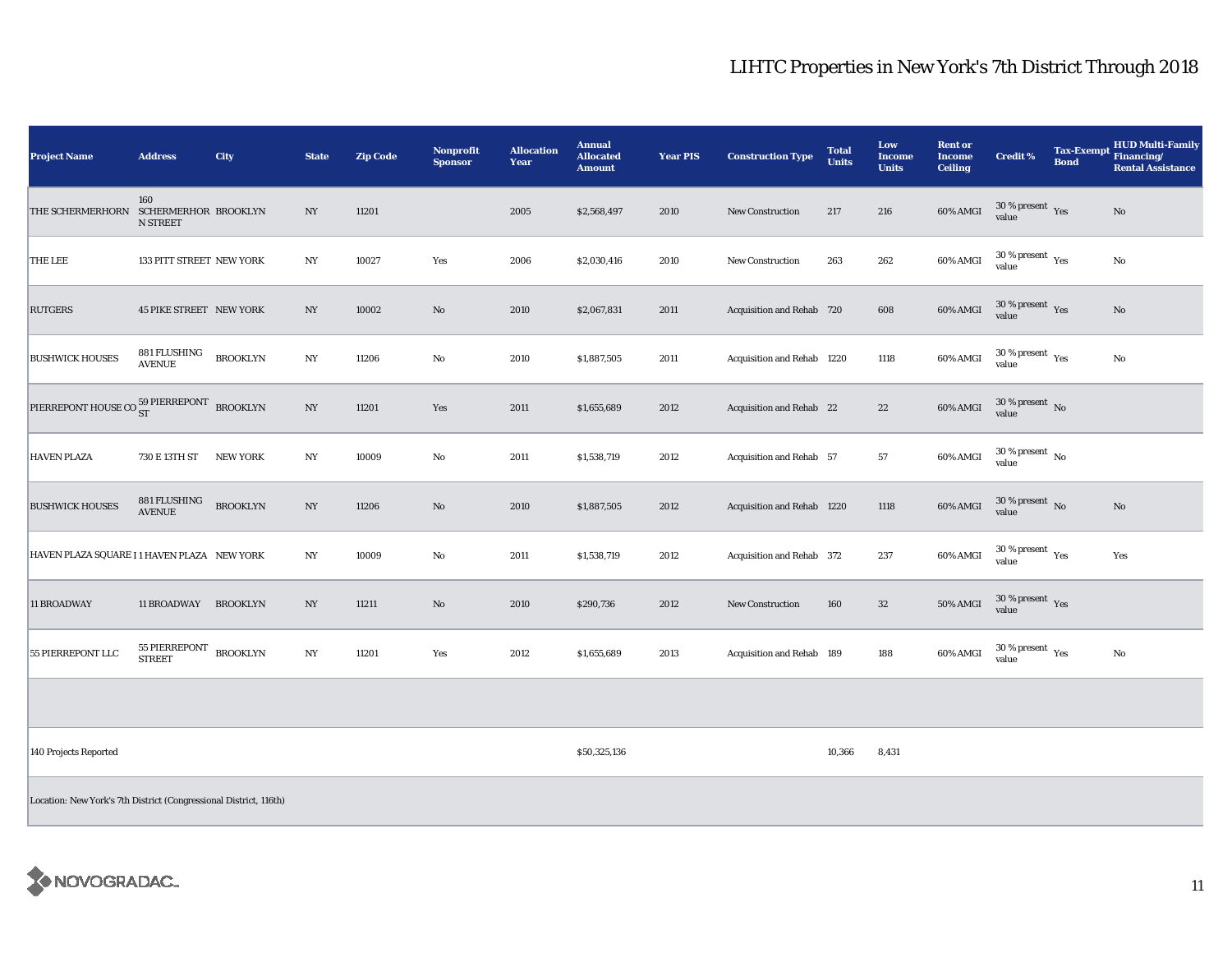# LIHTC Properties in New York's 7th District Through 2018

| Project Name | Address | City | State | Zip Code | Nonprofit Sponsor | Allocation Year | Annual Allocated Amount | Year PIS | Construction Type | Total Units | Low Income Units | Rent or Income Ceiling | Credit % | Tax-Exempt Bond | HUD Multi-Family Financing/ Rental Assistance |
|---|---|---|---|---|---|---|---|---|---|---|---|---|---|---|---|
| THE SCHERMERHORN | 160 SCHERMERHORN STREET | BROOKLYN | NY | 11201 | | 2005 | $2,568,497 | 2010 | New Construction | 217 | 216 | 60% AMGI | 30 % present value | Yes | No |
| THE LEE | 133 PITT STREET | NEW YORK | NY | 10027 | Yes | 2006 | $2,030,416 | 2010 | New Construction | 263 | 262 | 60% AMGI | 30 % present value | Yes | No |
| RUTGERS | 45 PIKE STREET | NEW YORK | NY | 10002 | No | 2010 | $2,067,831 | 2011 | Acquisition and Rehab | 720 | 608 | 60% AMGI | 30 % present value | Yes | No |
| BUSHWICK HOUSES | 881 FLUSHING AVENUE | BROOKLYN | NY | 11206 | No | 2010 | $1,887,505 | 2011 | Acquisition and Rehab | 1220 | 1118 | 60% AMGI | 30 % present value | Yes | No |
| PIERREPONT HOUSE CO | 59 PIERREPONT ST | BROOKLYN | NY | 11201 | Yes | 2011 | $1,655,689 | 2012 | Acquisition and Rehab | 22 | 22 | 60% AMGI | 30 % present value | No | |
| HAVEN PLAZA | 730 E 13TH ST | NEW YORK | NY | 10009 | No | 2011 | $1,538,719 | 2012 | Acquisition and Rehab | 57 | 57 | 60% AMGI | 30 % present value | No | |
| BUSHWICK HOUSES | 881 FLUSHING AVENUE | BROOKLYN | NY | 11206 | No | 2010 | $1,887,505 | 2012 | Acquisition and Rehab | 1220 | 1118 | 60% AMGI | 30 % present value | No | No |
| HAVEN PLAZA SQUARE I | 1 HAVEN PLAZA | NEW YORK | NY | 10009 | No | 2011 | $1,538,719 | 2012 | Acquisition and Rehab | 372 | 237 | 60% AMGI | 30 % present value | Yes | Yes |
| 11 BROADWAY | 11 BROADWAY | BROOKLYN | NY | 11211 | No | 2010 | $290,736 | 2012 | New Construction | 160 | 32 | 50% AMGI | 30 % present value | Yes | |
| 55 PIERREPONT LLC | 55 PIERREPONT STREET | BROOKLYN | NY | 11201 | Yes | 2012 | $1,655,689 | 2013 | Acquisition and Rehab | 189 | 188 | 60% AMGI | 30 % present value | Yes | No |
| | | | | | | | | | | | | | | | |
| 140 Projects Reported | | | | | | | $50,325,136 | | | 10,366 | 8,431 | | | | |

Location: New York's 7th District (Congressional District, 116th)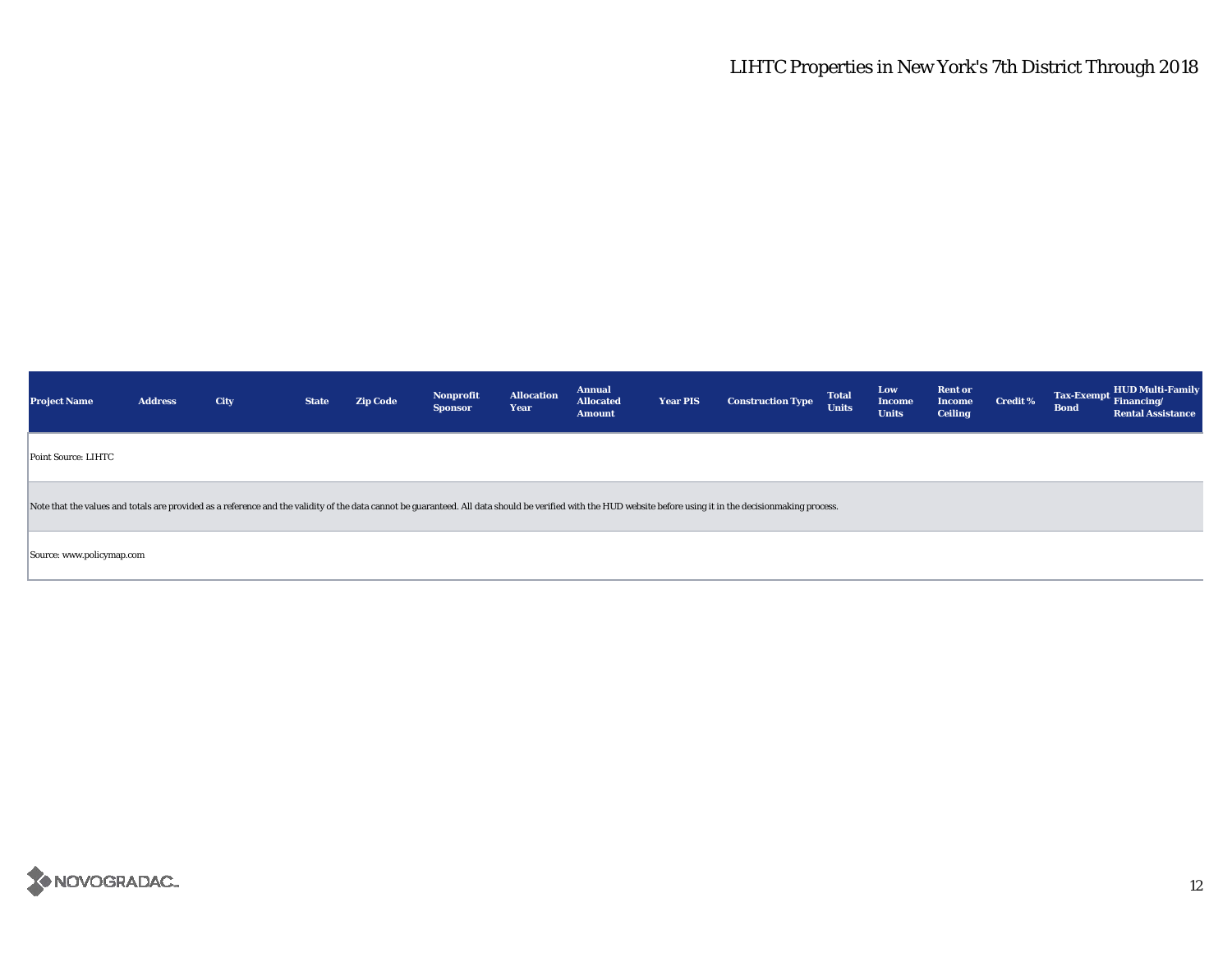# LIHTC Properties in New York's 7th District Through 2018

| Project Name | Address | City | State | Zip Code | Nonprofit Sponsor | Allocation Year | Annual Allocated Amount | Year PIS | Construction Type | Total Units | Low Income Units | Rent or Income Ceiling | Credit % | Tax-Exempt Bond | HUD Multi-Family Financing/ Rental Assistance |
|---|---|---|---|---|---|---|---|---|---|---|---|---|---|---|---|

Point Source: LIHTC

Note that the values and totals are provided as a reference and the validity of the data cannot be guaranteed. All data should be verified with the HUD website before using it in the decisionmaking process.

Source: www.policymap.com